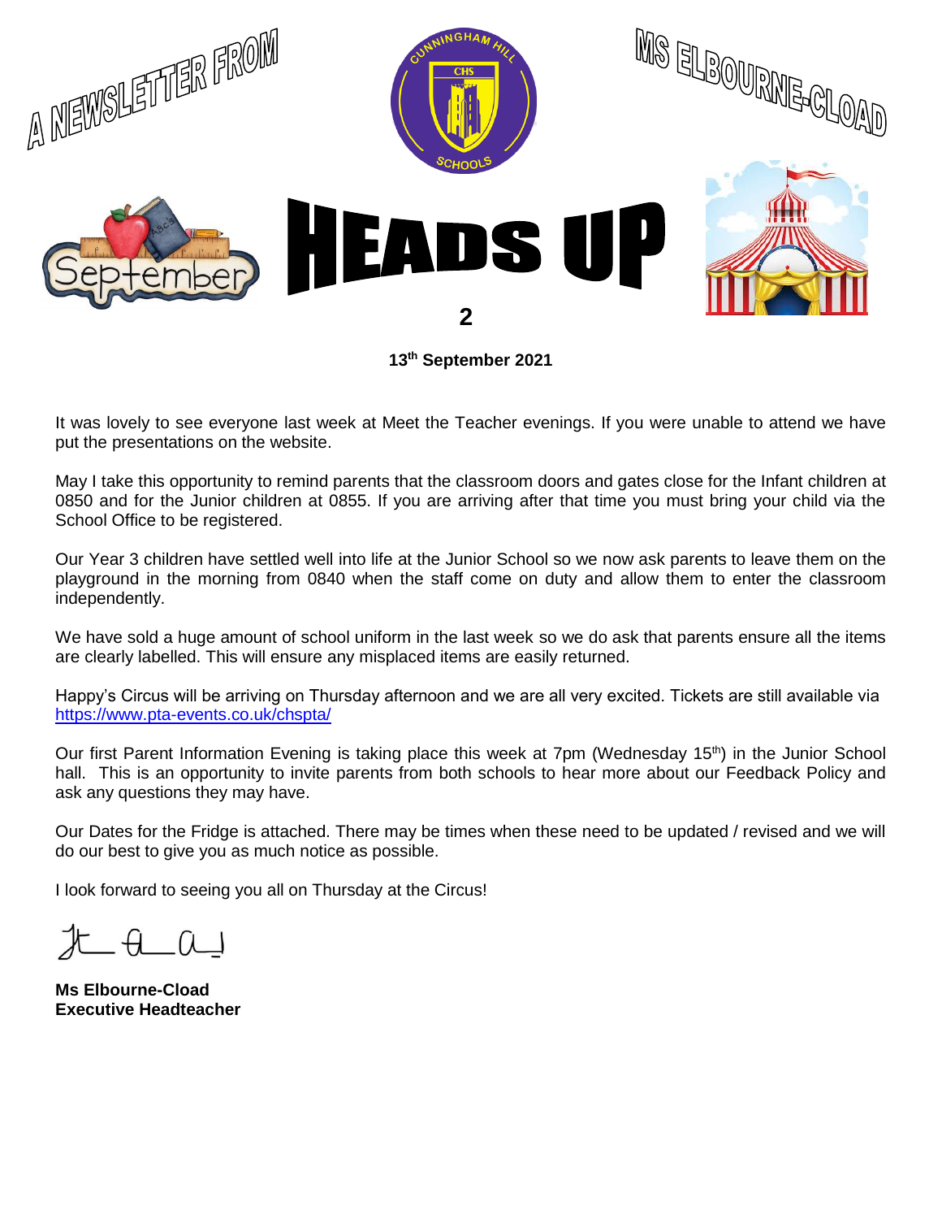# A NEWSLETTER FROM MS ELBOURNE-CLOAD

# HEADS UP

## 2

**13th September 2021**

It was lovely to see everyone last week at Meet the Teacher evenings. If you were unable to attend we have put the presentations on the website.

May I take this opportunity to remind parents that the classroom doors and gates close for the Infant children at 0850 and for the Junior children at 0855. If you are arriving after that time you must bring your child via the School Office to be registered.

Our Year 3 children have settled well into life at the Junior School so we now ask parents to leave them on the playground in the morning from 0840 when the staff come on duty and allow them to enter the classroom independently.

We have sold a huge amount of school uniform in the last week so we do ask that parents ensure all the items are clearly labelled. This will ensure any misplaced items are easily returned.

Happy's Circus will be arriving on Thursday afternoon and we are all very excited. Tickets are still available via https://www.pta-events.co.uk/chspta/

Our first Parent Information Evening is taking place this week at 7pm (Wednesday 15th) in the Junior School hall. This is an opportunity to invite parents from both schools to hear more about our Feedback Policy and ask any questions they may have.

Our Dates for the Fridge is attached. There may be times when these need to be updated / revised and we will do our best to give you as much notice as possible.

I look forward to seeing you all on Thursday at the Circus!

**Ms Elbourne-Cload**
**Executive Headteacher**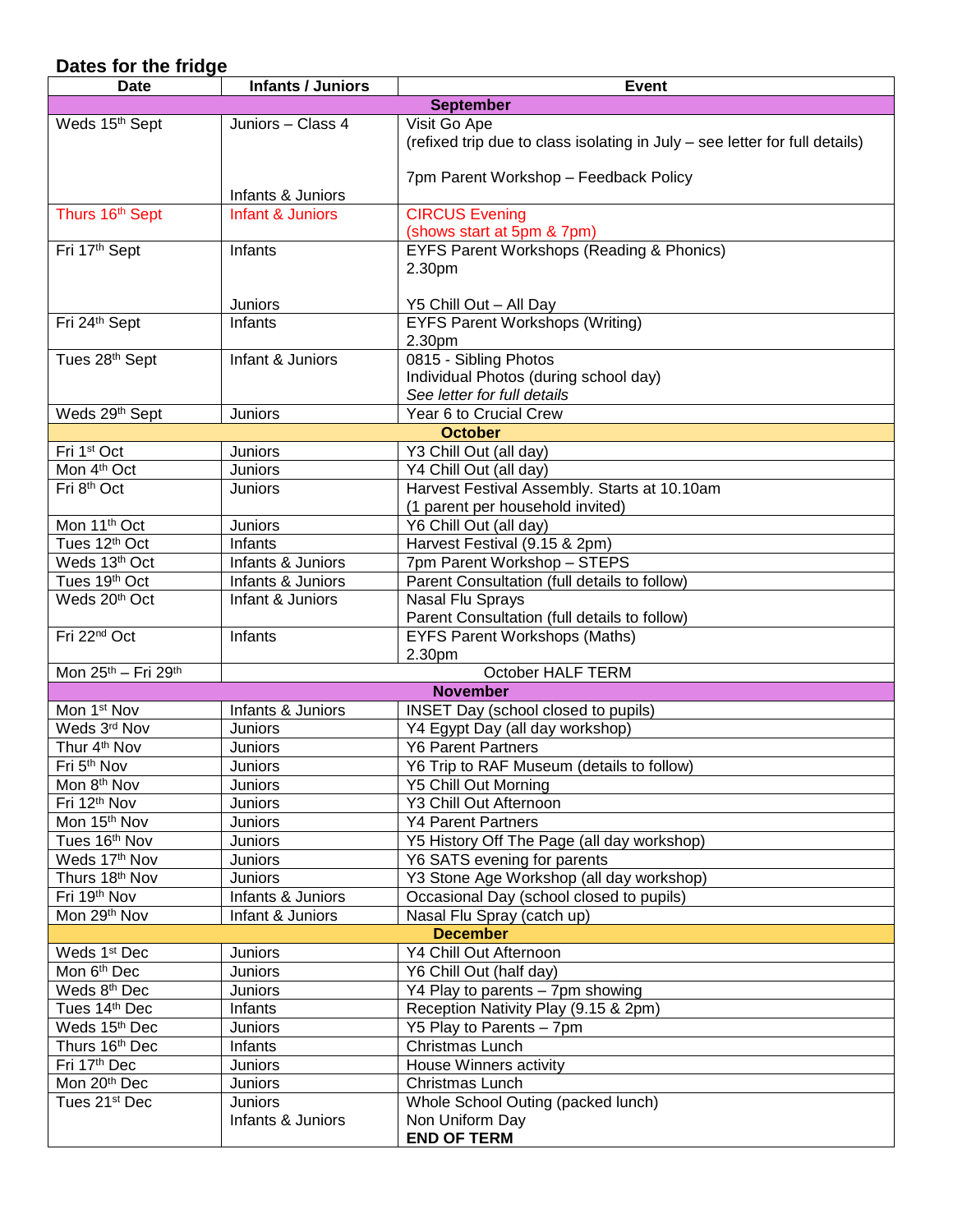## Dates for the fridge

| Date | Infants / Juniors | Event |
|---|---|---|
| **September** | | |
| Weds 15th Sept | Juniors – Class 4<br><br>Infants & Juniors | Visit Go Ape<br>(refixed trip due to class isolating in July – see letter for full details)<br><br>7pm Parent Workshop – Feedback Policy |
| Thurs 16th Sept | Infant & Juniors | CIRCUS Evening<br>(shows start at 5pm & 7pm) |
| Fri 17th Sept | Infants<br><br>Juniors | EYFS Parent Workshops (Reading & Phonics)<br>2.30pm<br><br>Y5 Chill Out – All Day |
| Fri 24th Sept | Infants | EYFS Parent Workshops (Writing)<br>2.30pm |
| Tues 28th Sept | Infant & Juniors | 0815 - Sibling Photos<br>Individual Photos (during school day)<br>*See letter for full details* |
| Weds 29th Sept | Juniors | Year 6 to Crucial Crew |
| **October** | | |
| Fri 1st Oct | Juniors | Y3 Chill Out (all day) |
| Mon 4th Oct | Juniors | Y4 Chill Out (all day) |
| Fri 8th Oct | Juniors | Harvest Festival Assembly. Starts at 10.10am<br>(1 parent per household invited) |
| Mon 11th Oct | Juniors | Y6 Chill Out (all day) |
| Tues 12th Oct | Infants | Harvest Festival (9.15 & 2pm) |
| Weds 13th Oct | Infants & Juniors | 7pm Parent Workshop – STEPS |
| Tues 19th Oct | Infants & Juniors | Parent Consultation (full details to follow) |
| Weds 20th Oct | Infant & Juniors | Nasal Flu Sprays<br>Parent Consultation (full details to follow) |
| Fri 22nd Oct | Infants | EYFS Parent Workshops (Maths)<br>2.30pm |
| Mon 25th – Fri 29th | October HALF TERM | |
| **November** | | |
| Mon 1st Nov | Infants & Juniors | INSET Day (school closed to pupils) |
| Weds 3rd Nov | Juniors | Y4 Egypt Day (all day workshop) |
| Thur 4th Nov | Juniors | Y6 Parent Partners |
| Fri 5th Nov | Juniors | Y6 Trip to RAF Museum (details to follow) |
| Mon 8th Nov | Juniors | Y5 Chill Out Morning |
| Fri 12th Nov | Juniors | Y3 Chill Out Afternoon |
| Mon 15th Nov | Juniors | Y4 Parent Partners |
| Tues 16th Nov | Juniors | Y5 History Off The Page (all day workshop) |
| Weds 17th Nov | Juniors | Y6 SATS evening for parents |
| Thurs 18th Nov | Juniors | Y3 Stone Age Workshop (all day workshop) |
| Fri 19th Nov | Infants & Juniors | Occasional Day (school closed to pupils) |
| Mon 29th Nov | Infant & Juniors | Nasal Flu Spray (catch up) |
| **December** | | |
| Weds 1st Dec | Juniors | Y4 Chill Out Afternoon |
| Mon 6th Dec | Juniors | Y6 Chill Out (half day) |
| Weds 8th Dec | Juniors | Y4 Play to parents – 7pm showing |
| Tues 14th Dec | Infants | Reception Nativity Play (9.15 & 2pm) |
| Weds 15th Dec | Juniors | Y5 Play to Parents – 7pm |
| Thurs 16th Dec | Infants | Christmas Lunch |
| Fri 17th Dec | Juniors | House Winners activity |
| Mon 20th Dec | Juniors | Christmas Lunch |
| Tues 21st Dec | Juniors<br>Infants & Juniors | Whole School Outing (packed lunch)<br>Non Uniform Day<br>**END OF TERM** |